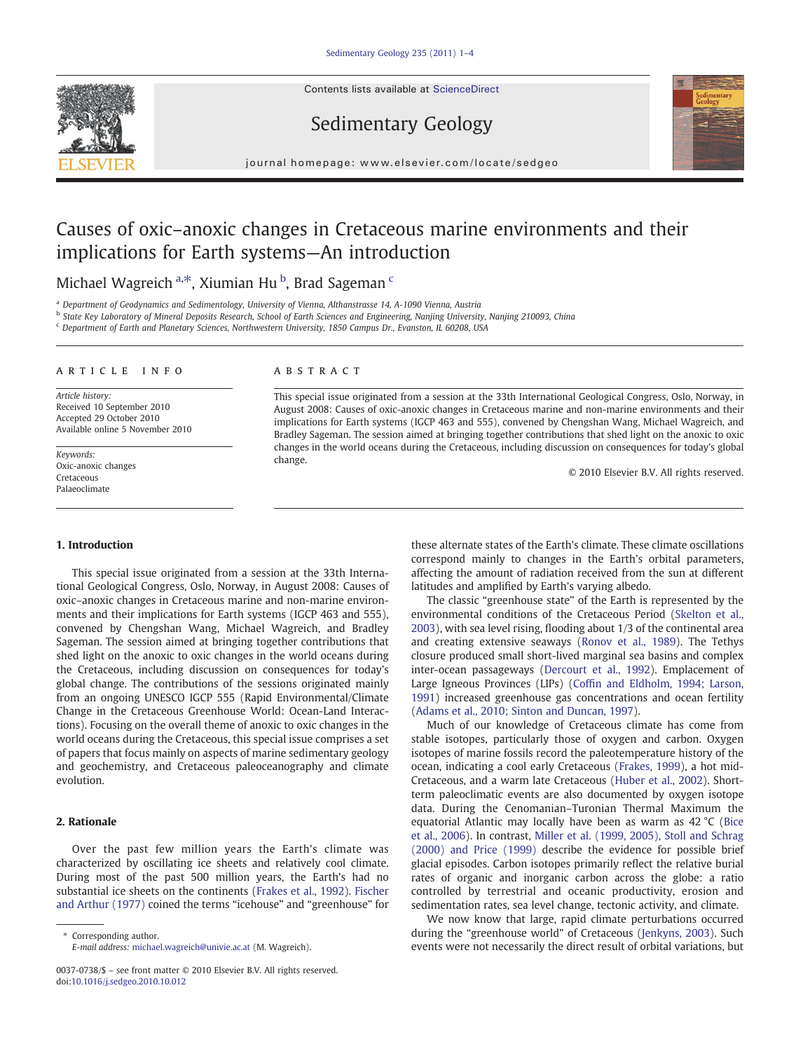# Causes of oxic–anoxic changes in Cretaceous marine environments and their implications for Earth systems—An introduction

Michael Wagreich [a,*], Xiumian Hu [b], Brad Sageman [c]

[a] Department of Geodynamics and Sedimentology, University of Vienna, Althanstrasse 14, A-1090 Vienna, Austria

[b] State Key Laboratory of Mineral Deposits Research, School of Earth Sciences and Engineering, Nanjing University, Nanjing 210093, China

[c] Department of Earth and Planetary Sciences, Northwestern University, 1850 Campus Dr., Evanston, IL 60208, USA

## ARTICLE INFO

*Article history:*
Received 10 September 2010
Accepted 29 October 2010
Available online 5 November 2010

*Keywords:*
Oxic-anoxic changes
Cretaceous
Palaeoclimate

## ABSTRACT

This special issue originated from a session at the 33th International Geological Congress, Oslo, Norway, in August 2008: Causes of oxic-anoxic changes in Cretaceous marine and non-marine environments and their implications for Earth systems (IGCP 463 and 555), convened by Chengshan Wang, Michael Wagreich, and Bradley Sageman. The session aimed at bringing together contributions that shed light on the anoxic to oxic changes in the world oceans during the Cretaceous, including discussion on consequences for today's global change.

© 2010 Elsevier B.V. All rights reserved.

## 1. Introduction

This special issue originated from a session at the 33th International Geological Congress, Oslo, Norway, in August 2008: Causes of oxic–anoxic changes in Cretaceous marine and non-marine environments and their implications for Earth systems (IGCP 463 and 555), convened by Chengshan Wang, Michael Wagreich, and Bradley Sageman. The session aimed at bringing together contributions that shed light on the anoxic to oxic changes in the world oceans during the Cretaceous, including discussion on consequences for today's global change. The contributions of the sessions originated mainly from an ongoing UNESCO IGCP 555 (Rapid Environmental/Climate Change in the Cretaceous Greenhouse World: Ocean-Land Interactions). Focusing on the overall theme of anoxic to oxic changes in the world oceans during the Cretaceous, this special issue comprises a set of papers that focus mainly on aspects of marine sedimentary geology and geochemistry, and Cretaceous paleoceanography and climate evolution.

## 2. Rationale

Over the past few million years the Earth's climate was characterized by oscillating ice sheets and relatively cool climate. During most of the past 500 million years, the Earth's had no substantial ice sheets on the continents (Frakes et al., 1992). Fischer and Arthur (1977) coined the terms "icehouse" and "greenhouse" for these alternate states of the Earth's climate. These climate oscillations correspond mainly to changes in the Earth's orbital parameters, affecting the amount of radiation received from the sun at different latitudes and amplified by Earth's varying albedo.

The classic "greenhouse state" of the Earth is represented by the environmental conditions of the Cretaceous Period (Skelton et al., 2003), with sea level rising, flooding about 1/3 of the continental area and creating extensive seaways (Ronov et al., 1989). The Tethys closure produced small short-lived marginal sea basins and complex inter-ocean passageways (Dercourt et al., 1992). Emplacement of Large Igneous Provinces (LIPs) (Coffin and Eldholm, 1994; Larson, 1991) increased greenhouse gas concentrations and ocean fertility (Adams et al., 2010; Sinton and Duncan, 1997).

Much of our knowledge of Cretaceous climate has come from stable isotopes, particularly those of oxygen and carbon. Oxygen isotopes of marine fossils record the paleotemperature history of the ocean, indicating a cool early Cretaceous (Frakes, 1999), a hot mid-Cretaceous, and a warm late Cretaceous (Huber et al., 2002). Short-term paleoclimatic events are also documented by oxygen isotope data. During the Cenomanian–Turonian Thermal Maximum the equatorial Atlantic may locally have been as warm as 42 °C (Bice et al., 2006). In contrast, Miller et al. (1999, 2005), Stoll and Schrag (2000) and Price (1999) describe the evidence for possible brief glacial episodes. Carbon isotopes primarily reflect the relative burial rates of organic and inorganic carbon across the globe: a ratio controlled by terrestrial and oceanic productivity, erosion and sedimentation rates, sea level change, tectonic activity, and climate.

We now know that large, rapid climate perturbations occurred during the "greenhouse world" of Cretaceous (Jenkyns, 2003). Such events were not necessarily the direct result of orbital variations, but

\* Corresponding author.
E-mail address: michael.wagreich@univie.ac.at (M. Wagreich).

0037-0738/$ – see front matter © 2010 Elsevier B.V. All rights reserved.
doi:10.1016/j.sedgeo.2010.10.012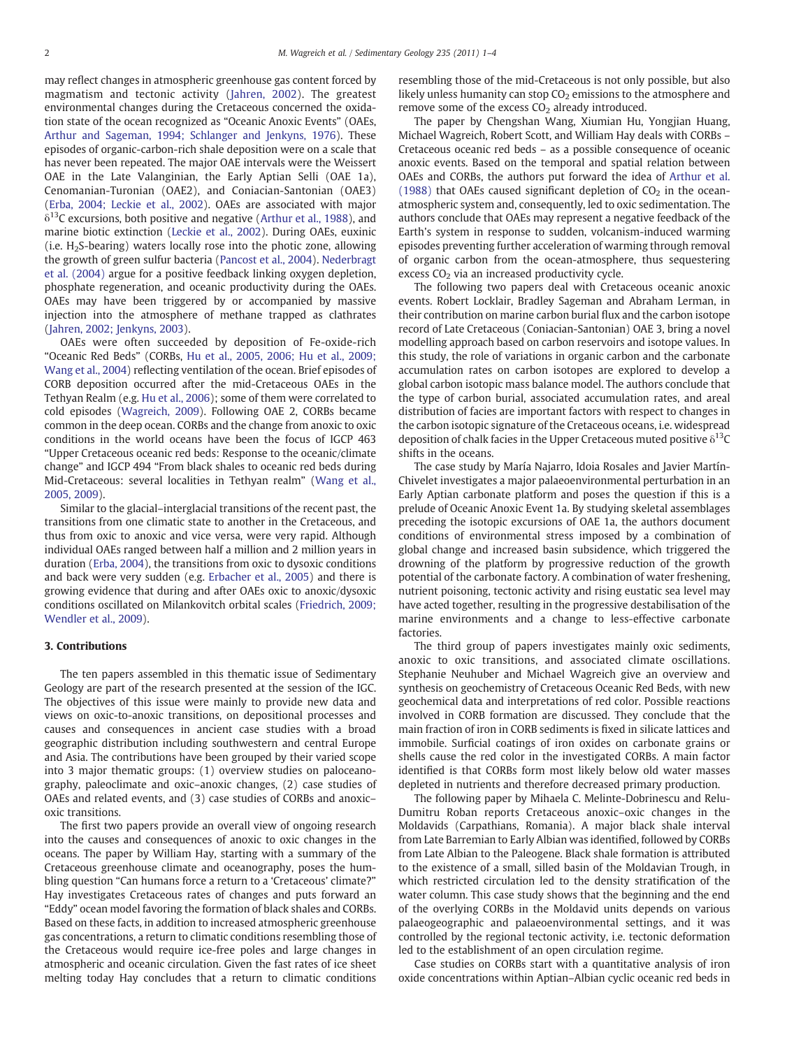may reflect changes in atmospheric greenhouse gas content forced by magmatism and tectonic activity (Jahren, 2002). The greatest environmental changes during the Cretaceous concerned the oxidation state of the ocean recognized as "Oceanic Anoxic Events" (OAEs, Arthur and Sageman, 1994; Schlanger and Jenkyns, 1976). These episodes of organic-carbon-rich shale deposition were on a scale that has never been repeated. The major OAE intervals were the Weissert OAE in the Late Valanginian, the Early Aptian Selli (OAE 1a), Cenomanian-Turonian (OAE2), and Coniacian-Santonian (OAE3) (Erba, 2004; Leckie et al., 2002). OAEs are associated with major $\delta^{13}C$ excursions, both positive and negative (Arthur et al., 1988), and marine biotic extinction (Leckie et al., 2002). During OAEs, euxinic (i.e. $H_2S$-bearing) waters locally rose into the photic zone, allowing the growth of green sulfur bacteria (Pancost et al., 2004). Nederbragt et al. (2004) argue for a positive feedback linking oxygen depletion, phosphate regeneration, and oceanic productivity during the OAEs. OAEs may have been triggered by or accompanied by massive injection into the atmosphere of methane trapped as clathrates (Jahren, 2002; Jenkyns, 2003).

OAEs were often succeeded by deposition of Fe-oxide-rich "Oceanic Red Beds" (CORBs, Hu et al., 2005, 2006; Hu et al., 2009; Wang et al., 2004) reflecting ventilation of the ocean. Brief episodes of CORB deposition occurred after the mid-Cretaceous OAEs in the Tethyan Realm (e.g. Hu et al., 2006); some of them were correlated to cold episodes (Wagreich, 2009). Following OAE 2, CORBs became common in the deep ocean. CORBs and the change from anoxic to oxic conditions in the world oceans have been the focus of IGCP 463 "Upper Cretaceous oceanic red beds: Response to the oceanic/climate change" and IGCP 494 "From black shales to oceanic red beds during Mid-Cretaceous: several localities in Tethyan realm" (Wang et al., 2005, 2009).

Similar to the glacial–interglacial transitions of the recent past, the transitions from one climatic state to another in the Cretaceous, and thus from oxic to anoxic and vice versa, were very rapid. Although individual OAEs ranged between half a million and 2 million years in duration (Erba, 2004), the transitions from oxic to dysoxic conditions and back were very sudden (e.g. Erbacher et al., 2005) and there is growing evidence that during and after OAEs oxic to anoxic/dysoxic conditions oscillated on Milankovitch orbital scales (Friedrich, 2009; Wendler et al., 2009).

## 3. Contributions

The ten papers assembled in this thematic issue of Sedimentary Geology are part of the research presented at the session of the IGC. The objectives of this issue were mainly to provide new data and views on oxic-to-anoxic transitions, on depositional processes and causes and consequences in ancient case studies with a broad geographic distribution including southwestern and central Europe and Asia. The contributions have been grouped by their varied scope into 3 major thematic groups: (1) overview studies on paloceanography, paleoclimate and oxic–anoxic changes, (2) case studies of OAEs and related events, and (3) case studies of CORBs and anoxic–oxic transitions.

The first two papers provide an overall view of ongoing research into the causes and consequences of anoxic to oxic changes in the oceans. The paper by William Hay, starting with a summary of the Cretaceous greenhouse climate and oceanography, poses the humbling question "Can humans force a return to a 'Cretaceous' climate?" Hay investigates Cretaceous rates of changes and puts forward an "Eddy" ocean model favoring the formation of black shales and CORBs. Based on these facts, in addition to increased atmospheric greenhouse gas concentrations, a return to climatic conditions resembling those of the Cretaceous would require ice-free poles and large changes in atmospheric and oceanic circulation. Given the fast rates of ice sheet melting today Hay concludes that a return to climatic conditions resembling those of the mid-Cretaceous is not only possible, but also likely unless humanity can stop $CO_2$ emissions to the atmosphere and remove some of the excess $CO_2$ already introduced.

The paper by Chengshan Wang, Xiumian Hu, Yongjian Huang, Michael Wagreich, Robert Scott, and William Hay deals with CORBs – Cretaceous oceanic red beds – as a possible consequence of oceanic anoxic events. Based on the temporal and spatial relation between OAEs and CORBs, the authors put forward the idea of Arthur et al. (1988) that OAEs caused significant depletion of $CO_2$ in the ocean-atmospheric system and, consequently, led to oxic sedimentation. The authors conclude that OAEs may represent a negative feedback of the Earth's system in response to sudden, volcanism-induced warming episodes preventing further acceleration of warming through removal of organic carbon from the ocean-atmosphere, thus sequestering excess $CO_2$ via an increased productivity cycle.

The following two papers deal with Cretaceous oceanic anoxic events. Robert Locklair, Bradley Sageman and Abraham Lerman, in their contribution on marine carbon burial flux and the carbon isotope record of Late Cretaceous (Coniacian-Santonian) OAE 3, bring a novel modelling approach based on carbon reservoirs and isotope values. In this study, the role of variations in organic carbon and the carbonate accumulation rates on carbon isotopes are explored to develop a global carbon isotopic mass balance model. The authors conclude that the type of carbon burial, associated accumulation rates, and areal distribution of facies are important factors with respect to changes in the carbon isotopic signature of the Cretaceous oceans, i.e. widespread deposition of chalk facies in the Upper Cretaceous muted positive $\delta^{13}C$ shifts in the oceans.

The case study by María Najarro, Idoia Rosales and Javier Martín-Chivelet investigates a major palaeoenvironmental perturbation in an Early Aptian carbonate platform and poses the question if this is a prelude of Oceanic Anoxic Event 1a. By studying skeletal assemblages preceding the isotopic excursions of OAE 1a, the authors document conditions of environmental stress imposed by a combination of global change and increased basin subsidence, which triggered the drowning of the platform by progressive reduction of the growth potential of the carbonate factory. A combination of water freshening, nutrient poisoning, tectonic activity and rising eustatic sea level may have acted together, resulting in the progressive destabilisation of the marine environments and a change to less-effective carbonate factories.

The third group of papers investigates mainly oxic sediments, anoxic to oxic transitions, and associated climate oscillations. Stephanie Neuhuber and Michael Wagreich give an overview and synthesis on geochemistry of Cretaceous Oceanic Red Beds, with new geochemical data and interpretations of red color. Possible reactions involved in CORB formation are discussed. They conclude that the main fraction of iron in CORB sediments is fixed in silicate lattices and immobile. Surficial coatings of iron oxides on carbonate grains or shells cause the red color in the investigated CORBs. A main factor identified is that CORBs form most likely below old water masses depleted in nutrients and therefore decreased primary production.

The following paper by Mihaela C. Melinte-Dobrinescu and Relu-Dumitru Roban reports Cretaceous anoxic–oxic changes in the Moldavids (Carpathians, Romania). A major black shale interval from Late Barremian to Early Albian was identified, followed by CORBs from Late Albian to the Paleogene. Black shale formation is attributed to the existence of a small, silled basin of the Moldavian Trough, in which restricted circulation led to the density stratification of the water column. This case study shows that the beginning and the end of the overlying CORBs in the Moldavid units depends on various palaeogeographic and palaeoenvironmental settings, and it was controlled by the regional tectonic activity, i.e. tectonic deformation led to the establishment of an open circulation regime.

Case studies on CORBs start with a quantitative analysis of iron oxide concentrations within Aptian–Albian cyclic oceanic red beds in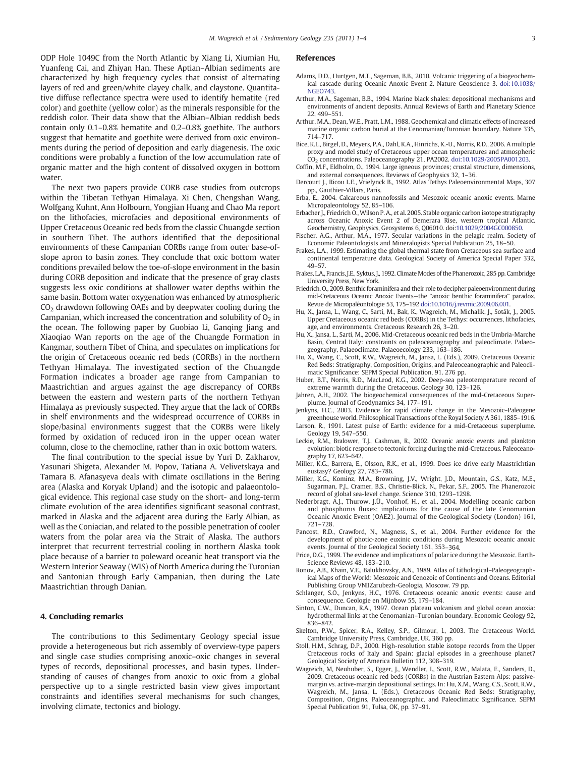ODP Hole 1049C from the North Atlantic by Xiang Li, Xiumian Hu, Yuanfeng Cai, and Zhiyan Han. These Aptian–Albian sediments are characterized by high frequency cycles that consist of alternating layers of red and green/white clayey chalk, and claystone. Quantitative diffuse reflectance spectra were used to identify hematite (red color) and goethite (yellow color) as the minerals responsible for the reddish color. Their data show that the Albian–Albian reddish beds contain only 0.1–0.8% hematite and 0.2–0.8% goethite. The authors suggest that hematite and goethite were derived from oxic environments during the period of deposition and early diagenesis. The oxic conditions were probably a function of the low accumulation rate of organic matter and the high content of dissolved oxygen in bottom water.

The next two papers provide CORB case studies from outcrops within the Tibetan Tethyan Himalaya. Xi Chen, Chengshan Wang, Wolfgang Kuhnt, Ann Holbourn, Yongjian Huang and Chao Ma report on the lithofacies, microfacies and depositional environments of Upper Cretaceous Oceanic red beds from the classic Chuangde section in southern Tibet. The authors identified that the depositional environments of these Campanian CORBs range from outer base-of-slope apron to basin zones. They conclude that oxic bottom water conditions prevailed below the toe-of-slope environment in the basin during CORB deposition and indicate that the presence of gray clasts suggests less oxic conditions at shallower water depths within the same basin. Bottom water oxygenation was enhanced by atmospheric $CO_2$ drawdown following OAEs and by deepwater cooling during the Campanian, which increased the concentration and solubility of $O_2$ in the ocean. The following paper by Guobiao Li, Ganqing Jiang and Xiaoqiao Wan reports on the age of the Chuangde Formation in Kangmar, southern Tibet of China, and speculates on implications for the origin of Cretaceous oceanic red beds (CORBs) in the northern Tethyan Himalaya. The investigated section of the Chuangde Formation indicates a broader age range from Campanian to Maastrichtian and argues against the age discrepancy of CORBs between the eastern and western parts of the northern Tethyan Himalaya as previously suspected. They argue that the lack of CORBs in shelf environments and the widespread occurrence of CORBs in slope/basinal environments suggest that the CORBs were likely formed by oxidation of reduced iron in the upper ocean water column, close to the chemocline, rather than in oxic bottom waters.

The final contribution to the special issue by Yuri D. Zakharov, Yasunari Shigeta, Alexander M. Popov, Tatiana A. Velivetskaya and Tamara B. Afanasyeva deals with climate oscillations in the Bering area (Alaska and Koryak Upland) and the isotopic and palaeontological evidence. This regional case study on the short- and long-term climate evolution of the area identifies significant seasonal contrast, marked in Alaska and the adjacent area during the Early Albian, as well as the Coniacian, and related to the possible penetration of cooler waters from the polar area via the Strait of Alaska. The authors interpret that recurrent terrestrial cooling in northern Alaska took place because of a barrier to poleward oceanic heat transport via the Western Interior Seaway (WIS) of North America during the Turonian and Santonian through Early Campanian, then during the Late Maastrichtian through Danian.

## 4. Concluding remarks

The contributions to this Sedimentary Geology special issue provide a heterogeneous but rich assembly of overview-type papers and single case studies comprising anoxic–oxic changes in several types of records, depositional processes, and basin types. Understanding of causes of changes from anoxic to oxic from a global perspective up to a single restricted basin view gives important constraints and identifies several mechanisms for such changes, involving climate, tectonics and biology.

## References

Adams, D.D., Hurtgen, M.T., Sageman, B.B., 2010. Volcanic triggering of a biogeochemical cascade during Oceanic Anoxic Event 2. Nature Geoscience 3. doi:10.1038/NGEO743.

Arthur, M.A., Sageman, B.B., 1994. Marine black shales: depositional mechanisms and environments of ancient deposits. Annual Reviews of Earth and Planetary Science 22, 499–551.

Arthur, M.A., Dean, W.E., Pratt, L.M., 1988. Geochemical and climatic effects of increased marine organic carbon burial at the Cenomanian/Turonian boundary. Nature 335, 714–717.

Bice, K.L., Birgel, D., Meyers, P.A., Dahl, K.A., Hinrichs, K.-U., Norris, R.D., 2006. A multiple proxy and model study of Cretaceous upper ocean temperatures and atmospheric $CO_2$ concentrations. Paleoceanography 21, PA2002. doi:10.1029/2005PA001203.

Coffin, M.F., Eldholm, O., 1994. Large igneous provinces; crustal structure, dimensions, and external consequences. Reviews of Geophysics 32, 1–36.

Dercourt J., Ricou L.E., Vrielynck B., 1992. Atlas Tethys Paleoenvironmental Maps, 307 pp., Gauthier-Villars, Paris.

Erba, E., 2004. Calcareous nannofossils and Mesozoic oceanic anoxic events. Marne Micropaleontology 52, 85–106.

Erbacher J., Friedrich O., Wilson P. A., et al. 2005. Stable organic carbon isotope stratigraphy across Oceanic Anoxic Event 2 of Demerara Rise, western tropical Atlantic. Geochemistry, Geophysics, Geosystems 6, Q06010. doi:10.1029/2004GC000850.

Fischer, A.G., Arthur, M.A., 1977. Secular variations in the pelagic realm. Society of Economic Paleontologists and Mineralogists Special Publication 25, 18–50.

Frakes, L.A., 1999. Estimating the global thermal state from Cretaceous sea surface and continental temperature data. Geological Society of America Special Paper 332, 49–57.

Frakes, L.A., Francis, J.E., Syktus, J., 1992. Climate Modes of the Phanerozoic, 285 pp. Cambridge University Press, New York.

Friedrich, O., 2009. Benthic foraminifera and their role to decipher paleoenvironment during mid-Cretaceous Oceanic Anoxic Events—the "anoxic benthic foraminifera" paradox. Revue de Micropaléontologie 53, 175–192 doi:10.1016/j.revmic.2009.06.001.

Hu, X., Jansa, L., Wang, C., Sarti, M., Bak, K., Wagreich, M., Michalik, J., Soták, J., 2005. Upper Cretaceous oceanic red beds (CORBs) in the Tethys: occurrences, lithofacies, age, and environments. Cretaceous Research 26, 3–20.

Hu, X., Jansa, L., Sarti, M., 2006. Mid-Cretaceous oceanic red beds in the Umbria-Marche Basin, Central Italy: constraints on paleoceanography and paleoclimate. Palaeogeography, Palaeoclimate, Palaeoecology 233, 163–186.

Hu, X., Wang, C., Scott, R.W., Wagreich, M., Jansa, L. (Eds.), 2009. Cretaceous Oceanic Red Beds: Stratigraphy, Composition, Origins, and Paleoceanographic and Paleoclimatic Significance: SEPM Special Publication, 91. 276 pp.

Huber, B.T., Norris, R.D., MacLeod, K.G., 2002. Deep-sea paleotemperature record of extreme warmth during the Cretaceous. Geology 30, 123–126.

Jahren, A.H., 2002. The biogeochemical consequences of the mid-Cretaceous Superplume. Journal of Geodynamics 34, 177–191.

Jenkyns, H.C., 2003. Evidence for rapid climate change in the Mesozoic–Paleogene greenhouse world. Philosophical Transactions of the Royal Society A 361, 1885–1916.

Larson, R., 1991. Latest pulse of Earth: evidence for a mid-Cretaceous superplume. Geology 19, 547–550.

Leckie, R.M., Bralower, T.J., Cashman, R., 2002. Oceanic anoxic events and plankton evolution: biotic response to tectonic forcing during the mid-Cretaceous. Paleoceanography 17, 623–642.

Miller, K.G., Barrera, E., Olsson, R.K., et al., 1999. Does ice drive early Maastrichtian eustasy? Geology 27, 783–786.

Miller, K.G., Kominz, M.A., Browning, J.V., Wright, J.D., Mountain, G.S., Katz, M.E., Sugarman, P.J., Cramer, B.S., Christie-Blick, N., Pekar, S.F., 2005. The Phanerozoic record of global sea-level change. Science 310, 1293–1298.

Nederbragt, A.J., Thurow, J.Ü., Vonhof, H., et al., 2004. Modelling oceanic carbon and phosphorus fluxes: implications for the cause of the late Cenomanian Oceanic Anoxic Event (OAE2). Journal of the Geological Society (London) 161, 721–728.

Pancost, R.D., Crawford, N., Magness, S., et al., 2004. Further evidence for the development of photic-zone euxinic conditions during Mesozoic oceanic anoxic events. Journal of the Geological Society 161, 353–364.

Price, D.G., 1999. The evidence and implications of polar ice during the Mesozoic. Earth-Science Reviews 48, 183–210.

Ronov, A.B., Khain, V.E., Balukhovsky, A.N., 1989. Atlas of Lithological–Paleogeographical Maps of the World: Mesozoic and Cenozoic of Continents and Oceans. Editorial Publishing Group VNIIZarubezh-Geologia, Moscow. 79 pp.

Schlanger, S.O., Jenkyns, H.C., 1976. Cretaceous oceanic anoxic events: cause and consequence. Geologie en Mijnbow 55, 179–184.

Sinton, C.W., Duncan, R.A., 1997. Ocean plateau volcanism and global ocean anoxia: hydrothermal links at the Cenomanian–Turonian boundary. Economic Geology 92, 836–842.

Skelton, P.W., Spicer, R.A., Kelley, S.P., Gilmour, I., 2003. The Cretaceous World. Cambridge University Press, Cambridge, UK. 360 pp.

Stoll, H.M., Schrag, D.P., 2000. High-resolution stable isotope records from the Upper Cretaceous rocks of Italy and Spain: glacial episodes in a greenhouse planet? Geological Society of America Bulletin 112, 308–319.

Wagreich, M, Neuhuber, S., Egger, J., Wendler, I., Scott, R.W., Malata, E., Sanders, D., 2009. Cretaceous oceanic red beds (CORBs) in the Austrian Eastern Alps: passive-margin vs. active-margin depositional settings. In: Hu, X.M., Wang, C.S., Scott, R.W., Wagreich, M., Jansa, L. (Eds.), Cretaceous Oceanic Red Beds: Stratigraphy, Composition, Origins, Paleoceanographic, and Paleoclimatic Significance. SEPM Special Publication 91, Tulsa, OK, pp. 37–91.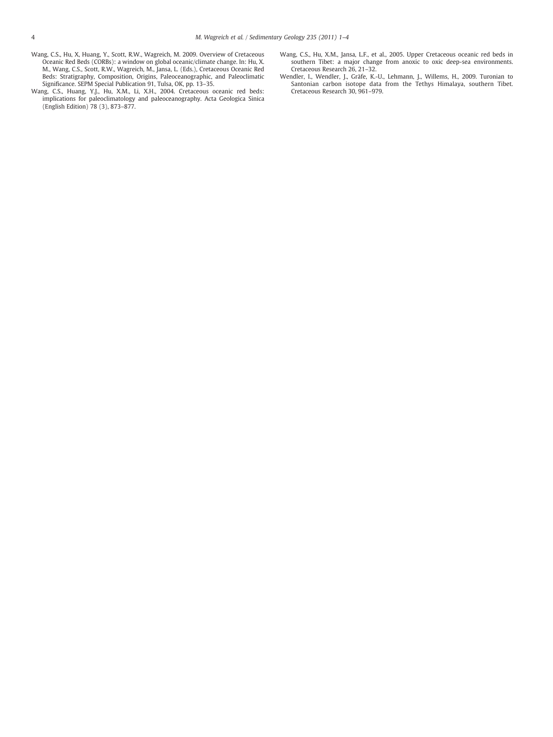Wang, C.S., Hu, X, Huang, Y., Scott, R.W., Wagreich, M. 2009. Overview of Cretaceous Oceanic Red Beds (CORBs): a window on global oceanic/climate change. In: Hu, X. M., Wang, C.S., Scott, R.W., Wagreich, M., Jansa, L. (Eds.), Cretaceous Oceanic Red Beds: Stratigraphy, Composition, Origins, Paleoceanographic, and Paleoclimatic Significance. SEPM Special Publication 91, Tulsa, OK, pp. 13–35.

Wang, C.S., Huang, Y.J., Hu, X.M., Li, X.H., 2004. Cretaceous oceanic red beds: implications for paleoclimatology and paleoceanography. Acta Geologica Sinica (English Edition) 78 (3), 873–877.

Wang, C.S., Hu, X.M., Jansa, L.F., et al., 2005. Upper Cretaceous oceanic red beds in southern Tibet: a major change from anoxic to oxic deep-sea environments. Cretaceous Research 26, 21–32.

Wendler, I., Wendler, J., Gräfe, K.-U., Lehmann, J., Willems, H., 2009. Turonian to Santonian carbon isotope data from the Tethys Himalaya, southern Tibet. Cretaceous Research 30, 961–979.